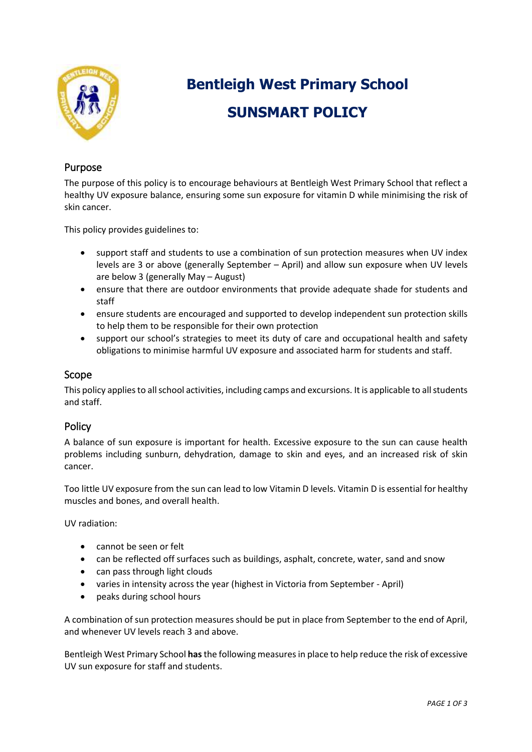# Bentleigh West Primary School

# SUNSMART POLICY

## Purpose

The purpose of this policy is to encourage behaviours at Bentleigh West Primary School that reflect a healthy UV exposure balance, ensuring some sun exposure for vitamin D while minimising the risk of skin cancer.

This policy provides guidelines to:

- support staff and students to use a combination of sun protection measures when UV index levels are 3 or above (generally September – April) and allow sun exposure when UV levels are below 3 (generally May – August)
- ensure that there are outdoor environments that provide adequate shade for students and staff
- ensure students are encouraged and supported to develop independent sun protection skills to help them to be responsible for their own protection
- support our school's strategies to meet its duty of care and occupational health and safety obligations to minimise harmful UV exposure and associated harm for students and staff.

## Scope

This policy applies to all school activities, including camps and excursions. It is applicable to all students and staff.

## Policy

A balance of sun exposure is important for health. Excessive exposure to the sun can cause health problems including sunburn, dehydration, damage to skin and eyes, and an increased risk of skin cancer.

Too little UV exposure from the sun can lead to low Vitamin D levels. Vitamin D is essential for healthy muscles and bones, and overall health.

UV radiation:

- cannot be seen or felt
- can be reflected off surfaces such as buildings, asphalt, concrete, water, sand and snow
- can pass through light clouds
- varies in intensity across the year (highest in Victoria from September - April)
- peaks during school hours

A combination of sun protection measures should be put in place from September to the end of April, and whenever UV levels reach 3 and above.

Bentleigh West Primary School **has** the following measures in place to help reduce the risk of excessive UV sun exposure for staff and students.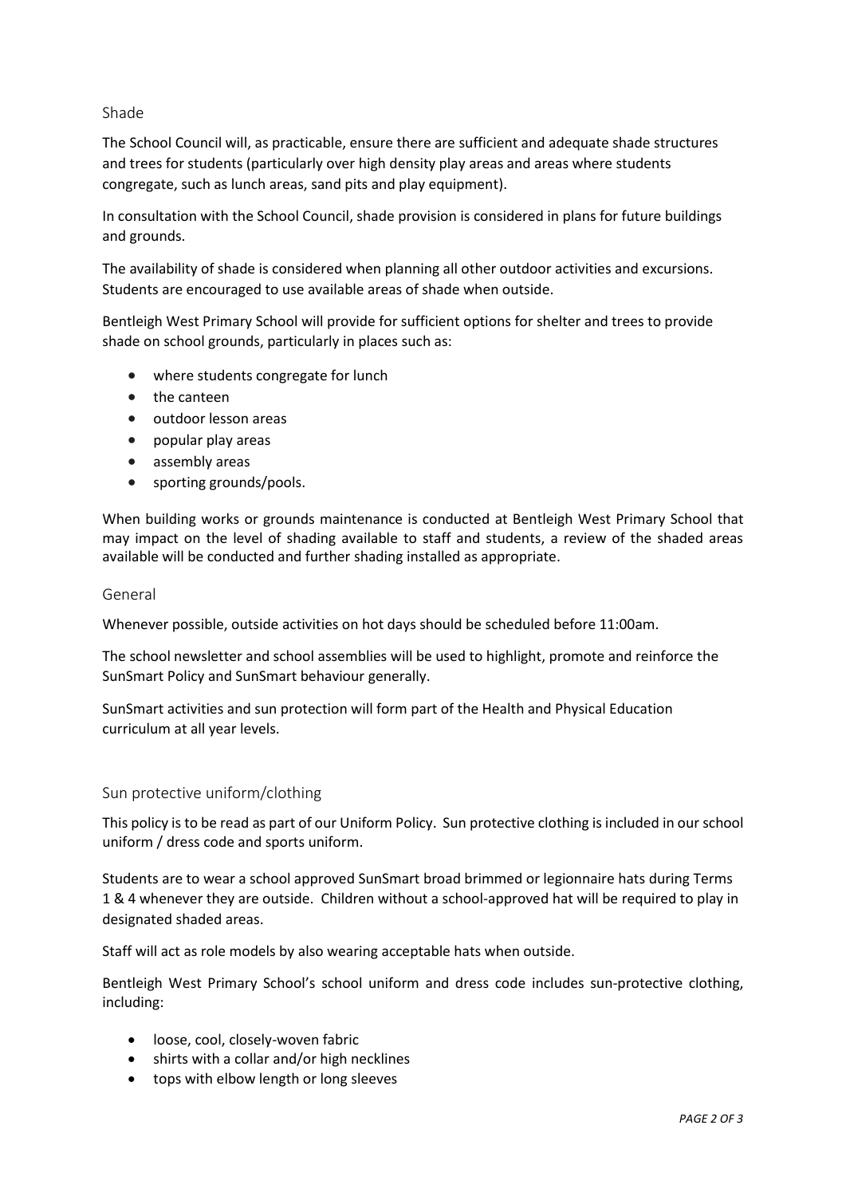## Shade

The School Council will, as practicable, ensure there are sufficient and adequate shade structures and trees for students (particularly over high density play areas and areas where students congregate, such as lunch areas, sand pits and play equipment).

In consultation with the School Council, shade provision is considered in plans for future buildings and grounds.

The availability of shade is considered when planning all other outdoor activities and excursions. Students are encouraged to use available areas of shade when outside.

Bentleigh West Primary School will provide for sufficient options for shelter and trees to provide shade on school grounds, particularly in places such as:

- where students congregate for lunch
- the canteen
- outdoor lesson areas
- popular play areas
- assembly areas
- sporting grounds/pools.

When building works or grounds maintenance is conducted at Bentleigh West Primary School that may impact on the level of shading available to staff and students, a review of the shaded areas available will be conducted and further shading installed as appropriate.

## General

Whenever possible, outside activities on hot days should be scheduled before 11:00am.

The school newsletter and school assemblies will be used to highlight, promote and reinforce the SunSmart Policy and SunSmart behaviour generally.

SunSmart activities and sun protection will form part of the Health and Physical Education curriculum at all year levels.

## Sun protective uniform/clothing

This policy is to be read as part of our Uniform Policy. Sun protective clothing is included in our school uniform / dress code and sports uniform.

Students are to wear a school approved SunSmart broad brimmed or legionnaire hats during Terms 1 & 4 whenever they are outside. Children without a school-approved hat will be required to play in designated shaded areas.

Staff will act as role models by also wearing acceptable hats when outside.

Bentleigh West Primary School's school uniform and dress code includes sun-protective clothing, including:

- loose, cool, closely-woven fabric
- shirts with a collar and/or high necklines
- tops with elbow length or long sleeves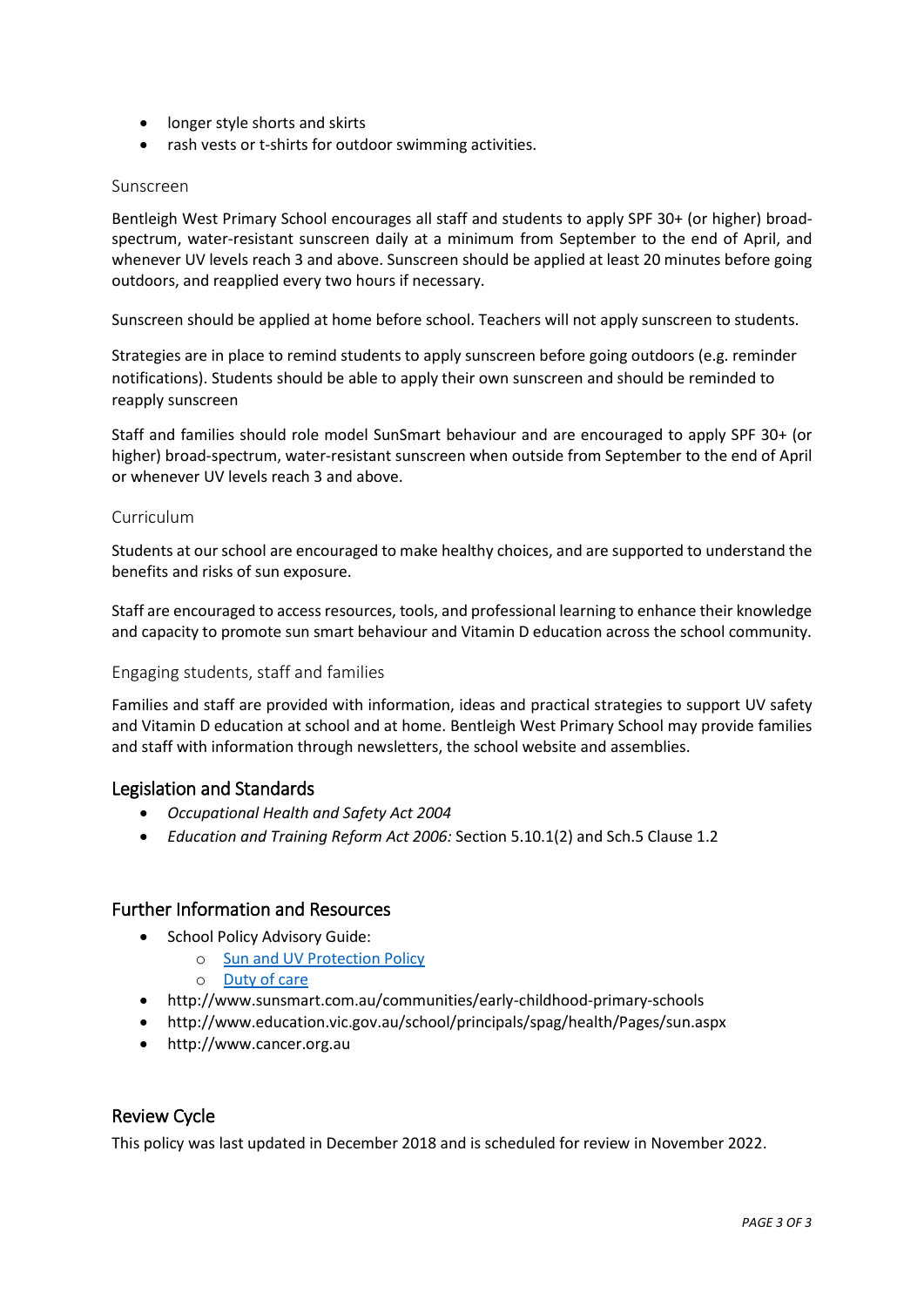- longer style shorts and skirts
- rash vests or t-shirts for outdoor swimming activities.

### Sunscreen

Bentleigh West Primary School encourages all staff and students to apply SPF 30+ (or higher) broad-spectrum, water-resistant sunscreen daily at a minimum from September to the end of April, and whenever UV levels reach 3 and above. Sunscreen should be applied at least 20 minutes before going outdoors, and reapplied every two hours if necessary.

Sunscreen should be applied at home before school. Teachers will not apply sunscreen to students.

Strategies are in place to remind students to apply sunscreen before going outdoors (e.g. reminder notifications). Students should be able to apply their own sunscreen and should be reminded to reapply sunscreen

Staff and families should role model SunSmart behaviour and are encouraged to apply SPF 30+ (or higher) broad-spectrum, water-resistant sunscreen when outside from September to the end of April or whenever UV levels reach 3 and above.

### Curriculum

Students at our school are encouraged to make healthy choices, and are supported to understand the benefits and risks of sun exposure.

Staff are encouraged to access resources, tools, and professional learning to enhance their knowledge and capacity to promote sun smart behaviour and Vitamin D education across the school community.

### Engaging students, staff and families

Families and staff are provided with information, ideas and practical strategies to support UV safety and Vitamin D education at school and at home. Bentleigh West Primary School may provide families and staff with information through newsletters, the school website and assemblies.

## Legislation and Standards

- *Occupational Health and Safety Act 2004*
- *Education and Training Reform Act 2006:* Section 5.10.1(2) and Sch.5 Clause 1.2

## Further Information and Resources

- School Policy Advisory Guide:
  - Sun and UV Protection Policy
  - Duty of care
- http://www.sunsmart.com.au/communities/early-childhood-primary-schools
- http://www.education.vic.gov.au/school/principals/spag/health/Pages/sun.aspx
- http://www.cancer.org.au

## Review Cycle

This policy was last updated in December 2018 and is scheduled for review in November 2022.